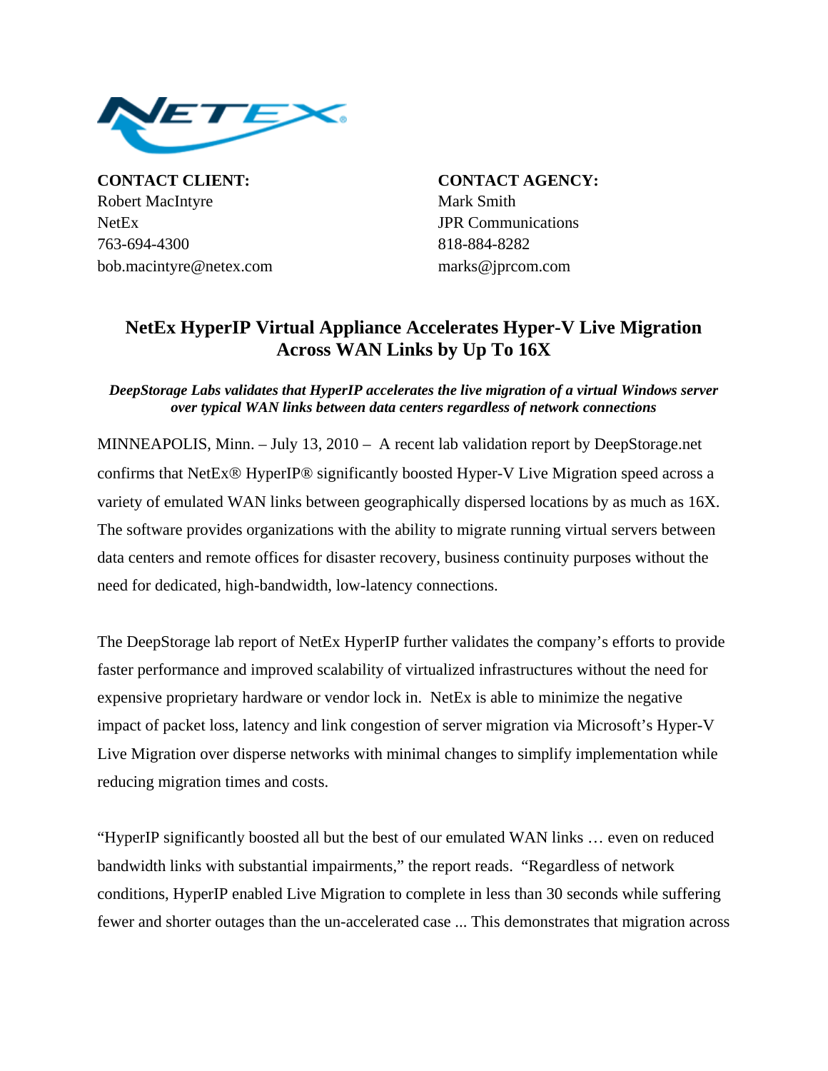**CONTACT CLIENT:**
Robert MacIntyre
NetEx
763-694-4300
bob.macintyre@netex.com

**CONTACT AGENCY:**
Mark Smith
JPR Communications
818-884-8282
marks@jprcom.com

# NetEx HyperIP Virtual Appliance Accelerates Hyper-V Live Migration Across WAN Links by Up To 16X

***DeepStorage Labs validates that HyperIP accelerates the live migration of a virtual Windows server over typical WAN links between data centers regardless of network connections***

MINNEAPOLIS, Minn. – July 13, 2010 – A recent lab validation report by DeepStorage.net confirms that NetEx® HyperIP® significantly boosted Hyper-V Live Migration speed across a variety of emulated WAN links between geographically dispersed locations by as much as 16X. The software provides organizations with the ability to migrate running virtual servers between data centers and remote offices for disaster recovery, business continuity purposes without the need for dedicated, high-bandwidth, low-latency connections.

The DeepStorage lab report of NetEx HyperIP further validates the company's efforts to provide faster performance and improved scalability of virtualized infrastructures without the need for expensive proprietary hardware or vendor lock in. NetEx is able to minimize the negative impact of packet loss, latency and link congestion of server migration via Microsoft's Hyper-V Live Migration over disperse networks with minimal changes to simplify implementation while reducing migration times and costs.

"HyperIP significantly boosted all but the best of our emulated WAN links … even on reduced bandwidth links with substantial impairments," the report reads. "Regardless of network conditions, HyperIP enabled Live Migration to complete in less than 30 seconds while suffering fewer and shorter outages than the un-accelerated case ... This demonstrates that migration across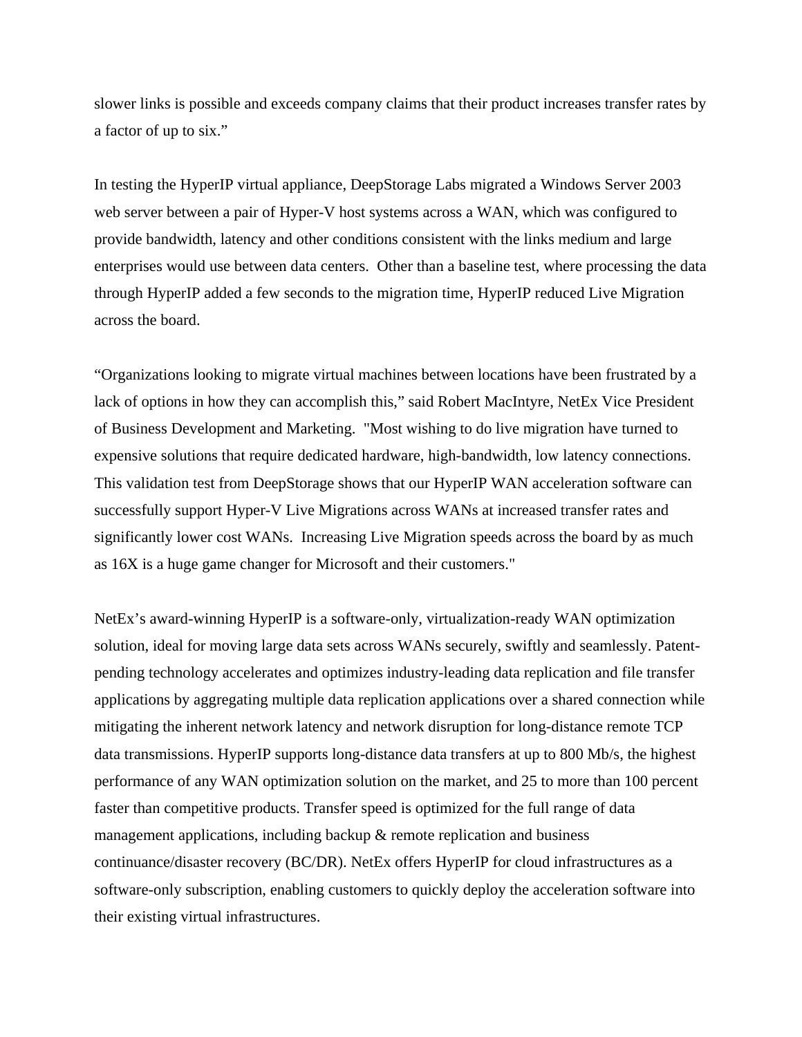slower links is possible and exceeds company claims that their product increases transfer rates by a factor of up to six."

In testing the HyperIP virtual appliance, DeepStorage Labs migrated a Windows Server 2003 web server between a pair of Hyper-V host systems across a WAN, which was configured to provide bandwidth, latency and other conditions consistent with the links medium and large enterprises would use between data centers. Other than a baseline test, where processing the data through HyperIP added a few seconds to the migration time, HyperIP reduced Live Migration across the board.

"Organizations looking to migrate virtual machines between locations have been frustrated by a lack of options in how they can accomplish this," said Robert MacIntyre, NetEx Vice President of Business Development and Marketing. "Most wishing to do live migration have turned to expensive solutions that require dedicated hardware, high-bandwidth, low latency connections. This validation test from DeepStorage shows that our HyperIP WAN acceleration software can successfully support Hyper-V Live Migrations across WANs at increased transfer rates and significantly lower cost WANs. Increasing Live Migration speeds across the board by as much as 16X is a huge game changer for Microsoft and their customers."

NetEx's award-winning HyperIP is a software-only, virtualization-ready WAN optimization solution, ideal for moving large data sets across WANs securely, swiftly and seamlessly. Patent-pending technology accelerates and optimizes industry-leading data replication and file transfer applications by aggregating multiple data replication applications over a shared connection while mitigating the inherent network latency and network disruption for long-distance remote TCP data transmissions. HyperIP supports long-distance data transfers at up to 800 Mb/s, the highest performance of any WAN optimization solution on the market, and 25 to more than 100 percent faster than competitive products. Transfer speed is optimized for the full range of data management applications, including backup & remote replication and business continuance/disaster recovery (BC/DR). NetEx offers HyperIP for cloud infrastructures as a software-only subscription, enabling customers to quickly deploy the acceleration software into their existing virtual infrastructures.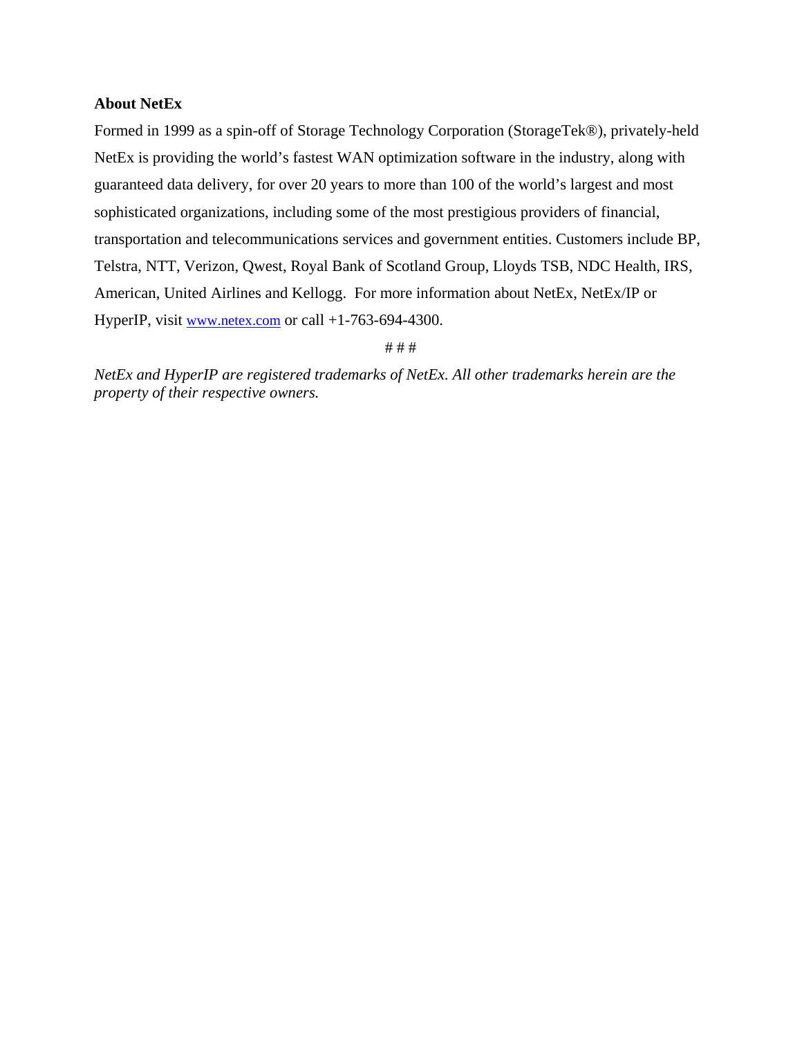**About NetEx**

Formed in 1999 as a spin-off of Storage Technology Corporation (StorageTek®), privately-held NetEx is providing the world's fastest WAN optimization software in the industry, along with guaranteed data delivery, for over 20 years to more than 100 of the world's largest and most sophisticated organizations, including some of the most prestigious providers of financial, transportation and telecommunications services and government entities. Customers include BP, Telstra, NTT, Verizon, Qwest, Royal Bank of Scotland Group, Lloyds TSB, NDC Health, IRS, American, United Airlines and Kellogg. For more information about NetEx, NetEx/IP or HyperIP, visit [www.netex.com](http://www.netex.com) or call +1-763-694-4300.

# # #

*NetEx and HyperIP are registered trademarks of NetEx. All other trademarks herein are the property of their respective owners.*